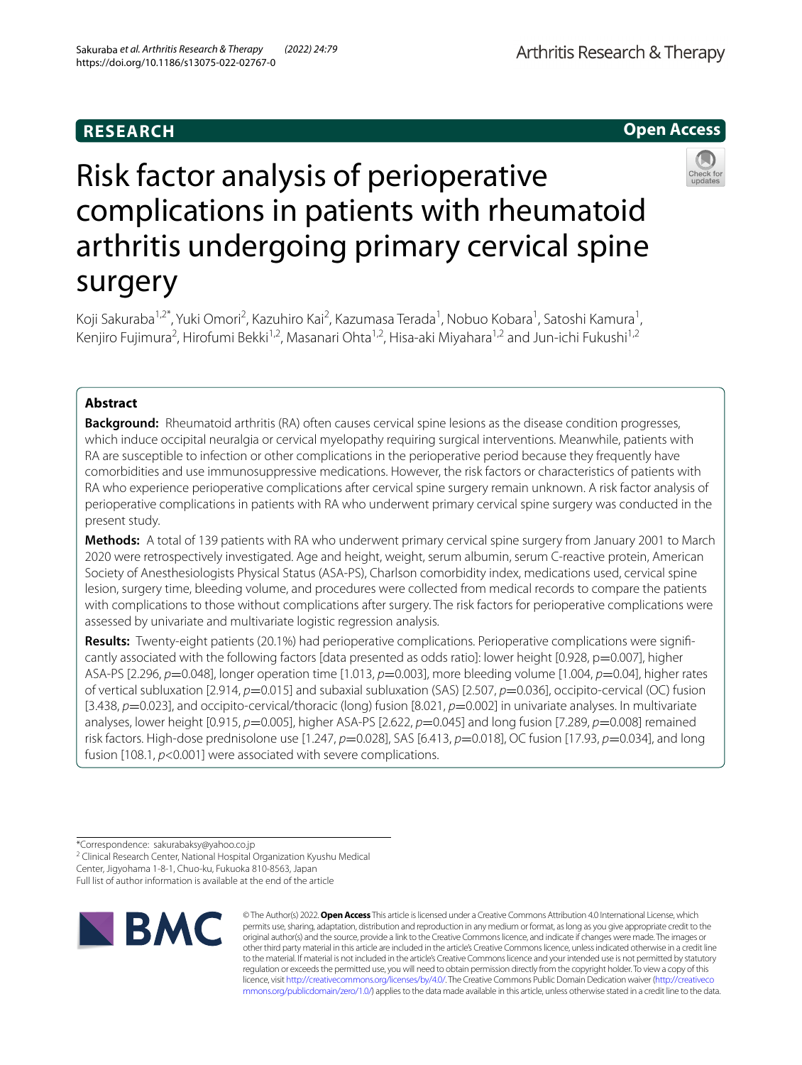RESEARCH

Open Access

# Risk factor analysis of perioperative complications in patients with rheumatoid arthritis undergoing primary cervical spine surgery

Koji Sakuraba[1,2*], Yuki Omori[2], Kazuhiro Kai[2], Kazumasa Terada[1], Nobuo Kobara[1], Satoshi Kamura[1], Kenjiro Fujimura[2], Hirofumi Bekki[1,2], Masanari Ohta[1,2], Hisa-aki Miyahara[1,2] and Jun-ichi Fukushi[1,2]

## Abstract

**Background:** Rheumatoid arthritis (RA) often causes cervical spine lesions as the disease condition progresses, which induce occipital neuralgia or cervical myelopathy requiring surgical interventions. Meanwhile, patients with RA are susceptible to infection or other complications in the perioperative period because they frequently have comorbidities and use immunosuppressive medications. However, the risk factors or characteristics of patients with RA who experience perioperative complications after cervical spine surgery remain unknown. A risk factor analysis of perioperative complications in patients with RA who underwent primary cervical spine surgery was conducted in the present study.

**Methods:** A total of 139 patients with RA who underwent primary cervical spine surgery from January 2001 to March 2020 were retrospectively investigated. Age and height, weight, serum albumin, serum C-reactive protein, American Society of Anesthesiologists Physical Status (ASA-PS), Charlson comorbidity index, medications used, cervical spine lesion, surgery time, bleeding volume, and procedures were collected from medical records to compare the patients with complications to those without complications after surgery. The risk factors for perioperative complications were assessed by univariate and multivariate logistic regression analysis.

**Results:** Twenty-eight patients (20.1%) had perioperative complications. Perioperative complications were significantly associated with the following factors [data presented as odds ratio]: lower height [0.928, p=0.007], higher ASA-PS [2.296, *p*=0.048], longer operation time [1.013, *p*=0.003], more bleeding volume [1.004, *p*=0.04], higher rates of vertical subluxation [2.914, *p*=0.015] and subaxial subluxation (SAS) [2.507, *p*=0.036], occipito-cervical (OC) fusion [3.438, *p*=0.023], and occipito-cervical/thoracic (long) fusion [8.021, *p*=0.002] in univariate analyses. In multivariate analyses, lower height [0.915, *p*=0.005], higher ASA-PS [2.622, *p*=0.045] and long fusion [7.289, *p*=0.008] remained risk factors. High-dose prednisolone use [1.247, *p*=0.028], SAS [6.413, *p*=0.018], OC fusion [17.93, *p*=0.034], and long fusion [108.1, *p*<0.001] were associated with severe complications.

*Correspondence: sakurabaksy@yahoo.co.jp
[2] Clinical Research Center, National Hospital Organization Kyushu Medical Center, Jigyohama 1-8-1, Chuo-ku, Fukuoka 810-8563, Japan
Full list of author information is available at the end of the article

© The Author(s) 2022. **Open Access** This article is licensed under a Creative Commons Attribution 4.0 International License, which permits use, sharing, adaptation, distribution and reproduction in any medium or format, as long as you give appropriate credit to the original author(s) and the source, provide a link to the Creative Commons licence, and indicate if changes were made. The images or other third party material in this article are included in the article's Creative Commons licence, unless indicated otherwise in a credit line to the material. If material is not included in the article's Creative Commons licence and your intended use is not permitted by statutory regulation or exceeds the permitted use, you will need to obtain permission directly from the copyright holder. To view a copy of this licence, visit http://creativecommons.org/licenses/by/4.0/. The Creative Commons Public Domain Dedication waiver (http://creativecommons.org/publicdomain/zero/1.0/) applies to the data made available in this article, unless otherwise stated in a credit line to the data.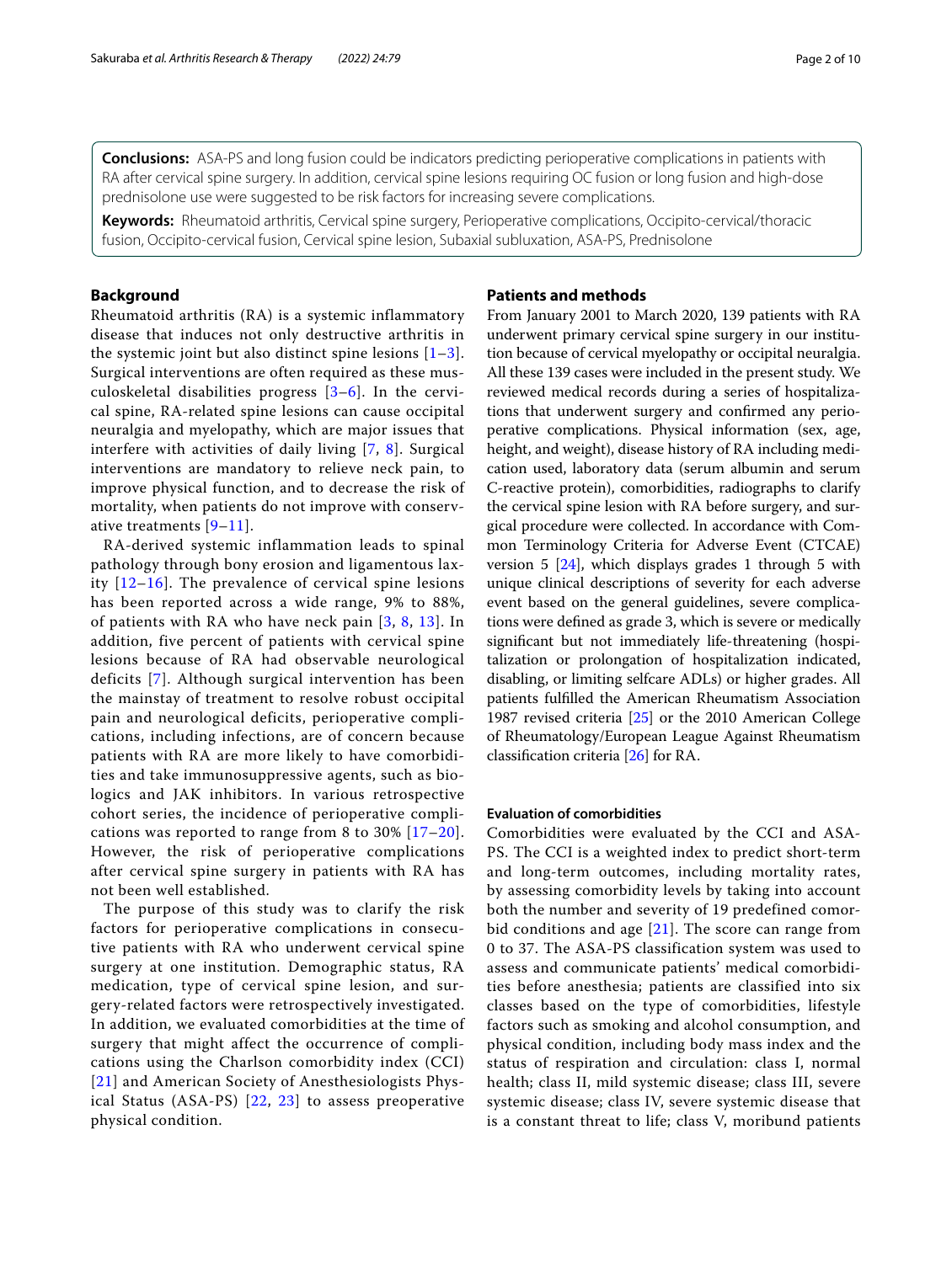**Conclusions:** ASA-PS and long fusion could be indicators predicting perioperative complications in patients with RA after cervical spine surgery. In addition, cervical spine lesions requiring OC fusion or long fusion and high-dose prednisolone use were suggested to be risk factors for increasing severe complications.

**Keywords:** Rheumatoid arthritis, Cervical spine surgery, Perioperative complications, Occipito-cervical/thoracic fusion, Occipito-cervical fusion, Cervical spine lesion, Subaxial subluxation, ASA-PS, Prednisolone

## Background

Rheumatoid arthritis (RA) is a systemic inflammatory disease that induces not only destructive arthritis in the systemic joint but also distinct spine lesions [1–3]. Surgical interventions are often required as these musculoskeletal disabilities progress [3–6]. In the cervical spine, RA-related spine lesions can cause occipital neuralgia and myelopathy, which are major issues that interfere with activities of daily living [7, 8]. Surgical interventions are mandatory to relieve neck pain, to improve physical function, and to decrease the risk of mortality, when patients do not improve with conservative treatments [9–11].

RA-derived systemic inflammation leads to spinal pathology through bony erosion and ligamentous laxity [12–16]. The prevalence of cervical spine lesions has been reported across a wide range, 9% to 88%, of patients with RA who have neck pain [3, 8, 13]. In addition, five percent of patients with cervical spine lesions because of RA had observable neurological deficits [7]. Although surgical intervention has been the mainstay of treatment to resolve robust occipital pain and neurological deficits, perioperative complications, including infections, are of concern because patients with RA are more likely to have comorbidities and take immunosuppressive agents, such as biologics and JAK inhibitors. In various retrospective cohort series, the incidence of perioperative complications was reported to range from 8 to 30% [17–20]. However, the risk of perioperative complications after cervical spine surgery in patients with RA has not been well established.

The purpose of this study was to clarify the risk factors for perioperative complications in consecutive patients with RA who underwent cervical spine surgery at one institution. Demographic status, RA medication, type of cervical spine lesion, and surgery-related factors were retrospectively investigated. In addition, we evaluated comorbidities at the time of surgery that might affect the occurrence of complications using the Charlson comorbidity index (CCI) [21] and American Society of Anesthesiologists Physical Status (ASA-PS) [22, 23] to assess preoperative physical condition.

## Patients and methods

From January 2001 to March 2020, 139 patients with RA underwent primary cervical spine surgery in our institution because of cervical myelopathy or occipital neuralgia. All these 139 cases were included in the present study. We reviewed medical records during a series of hospitalizations that underwent surgery and confirmed any perioperative complications. Physical information (sex, age, height, and weight), disease history of RA including medication used, laboratory data (serum albumin and serum C-reactive protein), comorbidities, radiographs to clarify the cervical spine lesion with RA before surgery, and surgical procedure were collected. In accordance with Common Terminology Criteria for Adverse Event (CTCAE) version 5 [24], which displays grades 1 through 5 with unique clinical descriptions of severity for each adverse event based on the general guidelines, severe complications were defined as grade 3, which is severe or medically significant but not immediately life-threatening (hospitalization or prolongation of hospitalization indicated, disabling, or limiting selfcare ADLs) or higher grades. All patients fulfilled the American Rheumatism Association 1987 revised criteria [25] or the 2010 American College of Rheumatology/European League Against Rheumatism classification criteria [26] for RA.

### Evaluation of comorbidities

Comorbidities were evaluated by the CCI and ASA-PS. The CCI is a weighted index to predict short-term and long-term outcomes, including mortality rates, by assessing comorbidity levels by taking into account both the number and severity of 19 predefined comorbid conditions and age [21]. The score can range from 0 to 37. The ASA-PS classification system was used to assess and communicate patients' medical comorbidities before anesthesia; patients are classified into six classes based on the type of comorbidities, lifestyle factors such as smoking and alcohol consumption, and physical condition, including body mass index and the status of respiration and circulation: class I, normal health; class II, mild systemic disease; class III, severe systemic disease; class IV, severe systemic disease that is a constant threat to life; class V, moribund patients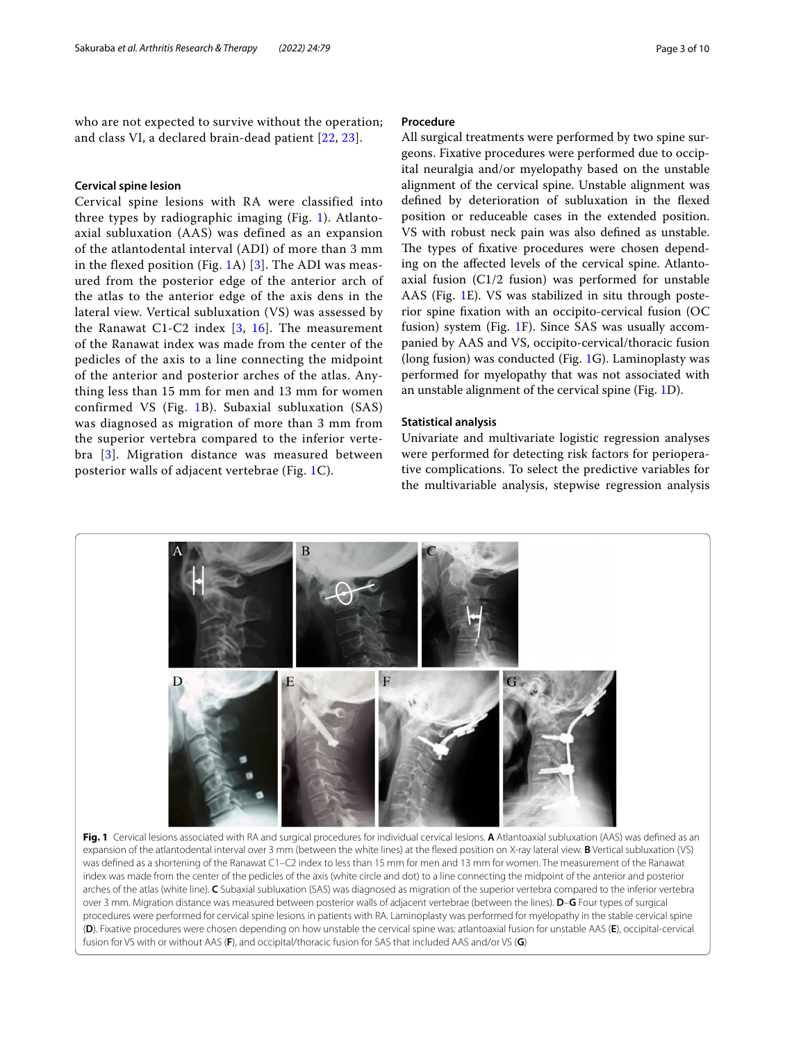who are not expected to survive without the operation; and class VI, a declared brain-dead patient [22, 23].

### Cervical spine lesion

Cervical spine lesions with RA were classified into three types by radiographic imaging (Fig. 1). Atlantoaxial subluxation (AAS) was defined as an expansion of the atlantodental interval (ADI) of more than 3 mm in the flexed position (Fig. 1A) [3]. The ADI was measured from the posterior edge of the anterior arch of the atlas to the anterior edge of the axis dens in the lateral view. Vertical subluxation (VS) was assessed by the Ranawat C1-C2 index [3, 16]. The measurement of the Ranawat index was made from the center of the pedicles of the axis to a line connecting the midpoint of the anterior and posterior arches of the atlas. Anything less than 15 mm for men and 13 mm for women confirmed VS (Fig. 1B). Subaxial subluxation (SAS) was diagnosed as migration of more than 3 mm from the superior vertebra compared to the inferior vertebra [3]. Migration distance was measured between posterior walls of adjacent vertebrae (Fig. 1C).

### Procedure

All surgical treatments were performed by two spine surgeons. Fixative procedures were performed due to occipital neuralgia and/or myelopathy based on the unstable alignment of the cervical spine. Unstable alignment was defined by deterioration of subluxation in the flexed position or reduceable cases in the extended position. VS with robust neck pain was also defined as unstable. The types of fixative procedures were chosen depending on the affected levels of the cervical spine. Atlantoaxial fusion (C1/2 fusion) was performed for unstable AAS (Fig. 1E). VS was stabilized in situ through posterior spine fixation with an occipito-cervical fusion (OC fusion) system (Fig. 1F). Since SAS was usually accompanied by AAS and VS, occipito-cervical/thoracic fusion (long fusion) was conducted (Fig. 1G). Laminoplasty was performed for myelopathy that was not associated with an unstable alignment of the cervical spine (Fig. 1D).

### Statistical analysis

Univariate and multivariate logistic regression analyses were performed for detecting risk factors for perioperative complications. To select the predictive variables for the multivariable analysis, stepwise regression analysis

**Fig. 1** Cervical lesions associated with RA and surgical procedures for individual cervical lesions. **A** Atlantoaxial subluxation (AAS) was defined as an expansion of the atlantodental interval over 3 mm (between the white lines) at the flexed position on X-ray lateral view. **B** Vertical subluxation (VS) was defined as a shortening of the Ranawat C1–C2 index to less than 15 mm for men and 13 mm for women. The measurement of the Ranawat index was made from the center of the pedicles of the axis (white circle and dot) to a line connecting the midpoint of the anterior and posterior arches of the atlas (white line). **C** Subaxial subluxation (SAS) was diagnosed as migration of the superior vertebra compared to the inferior vertebra over 3 mm. Migration distance was measured between posterior walls of adjacent vertebrae (between the lines). **D**–**G** Four types of surgical procedures were performed for cervical spine lesions in patients with RA. Laminoplasty was performed for myelopathy in the stable cervical spine (**D**). Fixative procedures were chosen depending on how unstable the cervical spine was: atlantoaxial fusion for unstable AAS (**E**), occipital-cervical fusion for VS with or without AAS (**F**), and occipital/thoracic fusion for SAS that included AAS and/or VS (**G**)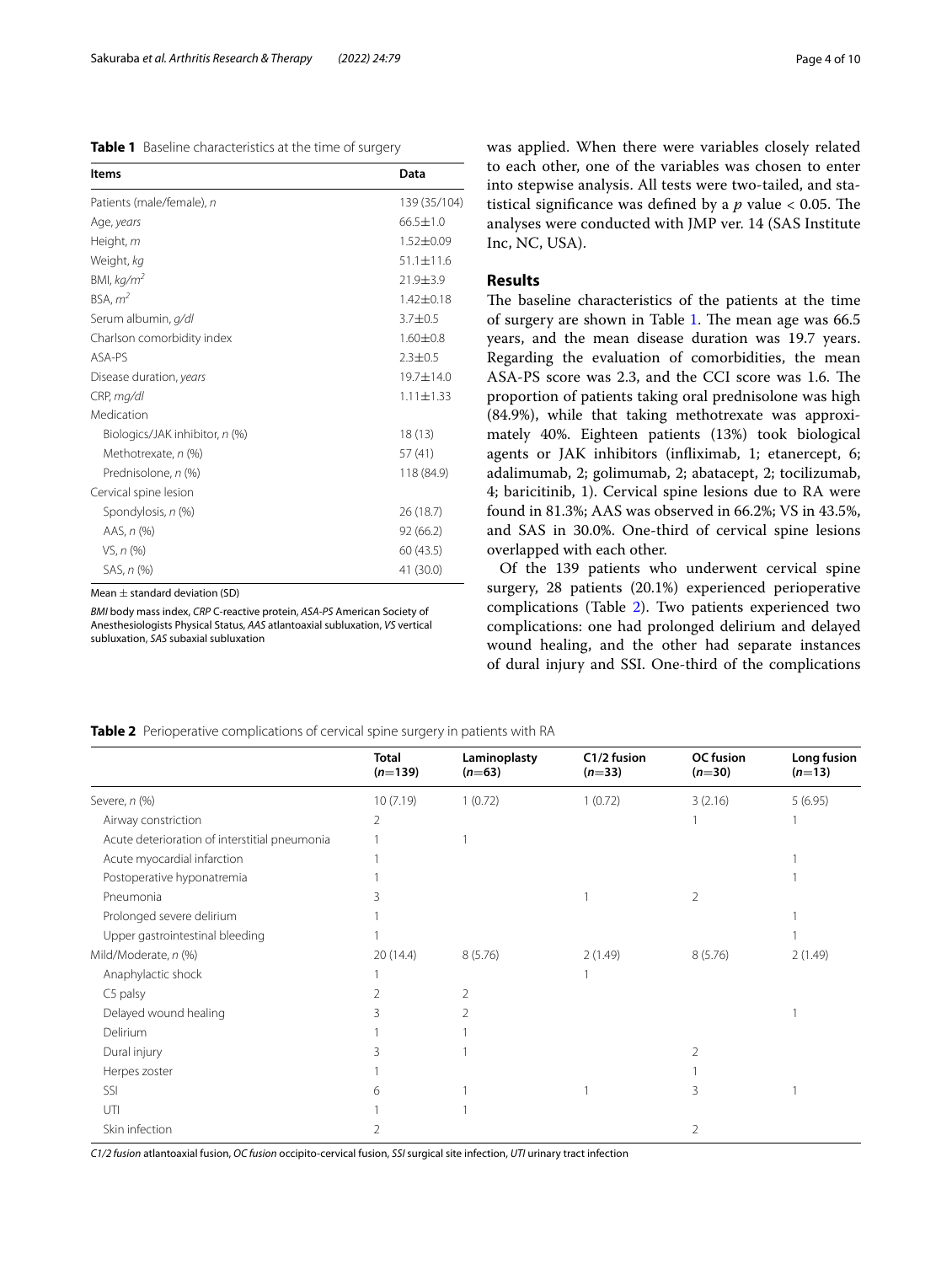**Table 1** Baseline characteristics at the time of surgery

| Items | Data |
|---|---|
| Patients (male/female), *n* | 139 (35/104) |
| Age, *years* | 66.5±1.0 |
| Height, *m* | 1.52±0.09 |
| Weight, *kg* | 51.1±11.6 |
| BMI, *kg/m²* | 21.9±3.9 |
| BSA, *m²* | 1.42±0.18 |
| Serum albumin, *g/dl* | 3.7±0.5 |
| Charlson comorbidity index | 1.60±0.8 |
| ASA-PS | 2.3±0.5 |
| Disease duration, *years* | 19.7±14.0 |
| CRP, *mg/dl* | 1.11±1.33 |
| Medication | |
| Biologics/JAK inhibitor, *n* (%) | 18 (13) |
| Methotrexate, *n* (%) | 57 (41) |
| Prednisolone, *n* (%) | 118 (84.9) |
| Cervical spine lesion | |
| Spondylosis, *n* (%) | 26 (18.7) |
| AAS, *n* (%) | 92 (66.2) |
| VS, *n* (%) | 60 (43.5) |
| SAS, *n* (%) | 41 (30.0) |

Mean ± standard deviation (SD)

*BMI* body mass index, *CRP* C-reactive protein, *ASA-PS* American Society of Anesthesiologists Physical Status, *AAS* atlantoaxial subluxation, *VS* vertical subluxation, *SAS* subaxial subluxation

was applied. When there were variables closely related to each other, one of the variables was chosen to enter into stepwise analysis. All tests were two-tailed, and statistical significance was defined by a $p$ value < 0.05. The analyses were conducted with JMP ver. 14 (SAS Institute Inc, NC, USA).

## Results

The baseline characteristics of the patients at the time of surgery are shown in Table 1. The mean age was 66.5 years, and the mean disease duration was 19.7 years. Regarding the evaluation of comorbidities, the mean ASA-PS score was 2.3, and the CCI score was 1.6. The proportion of patients taking oral prednisolone was high (84.9%), while that taking methotrexate was approximately 40%. Eighteen patients (13%) took biological agents or JAK inhibitors (infliximab, 1; etanercept, 6; adalimumab, 2; golimumab, 2; abatacept, 2; tocilizumab, 4; baricitinib, 1). Cervical spine lesions due to RA were found in 81.3%; AAS was observed in 66.2%; VS in 43.5%, and SAS in 30.0%. One-third of cervical spine lesions overlapped with each other.

Of the 139 patients who underwent cervical spine surgery, 28 patients (20.1%) experienced perioperative complications (Table 2). Two patients experienced two complications: one had prolonged delirium and delayed wound healing, and the other had separate instances of dural injury and SSI. One-third of the complications

**Table 2** Perioperative complications of cervical spine surgery in patients with RA

| | Total (*n*=139) | Laminoplasty (*n*=63) | C1/2 fusion (*n*=33) | OC fusion (*n*=30) | Long fusion (*n*=13) |
|---|---|---|---|---|---|
| Severe, *n* (%) | 10 (7.19) | 1 (0.72) | 1 (0.72) | 3 (2.16) | 5 (6.95) |
| Airway constriction | 2 | | | 1 | 1 |
| Acute deterioration of interstitial pneumonia | 1 | 1 | | | |
| Acute myocardial infarction | 1 | | | | 1 |
| Postoperative hyponatremia | 1 | | | | 1 |
| Pneumonia | 3 | | 1 | 2 | |
| Prolonged severe delirium | 1 | | | | 1 |
| Upper gastrointestinal bleeding | 1 | | | | 1 |
| Mild/Moderate, *n* (%) | 20 (14.4) | 8 (5.76) | 2 (1.49) | 8 (5.76) | 2 (1.49) |
| Anaphylactic shock | 1 | | 1 | | |
| C5 palsy | 2 | 2 | | | |
| Delayed wound healing | 3 | 2 | | | 1 |
| Delirium | 1 | 1 | | | |
| Dural injury | 3 | 1 | | 2 | |
| Herpes zoster | 1 | | | 1 | |
| SSI | 6 | 1 | 1 | 3 | 1 |
| UTI | 1 | 1 | | | |
| Skin infection | 2 | | | 2 | |

*C1/2 fusion* atlantoaxial fusion, *OC fusion* occipito-cervical fusion, *SSI* surgical site infection, *UTI* urinary tract infection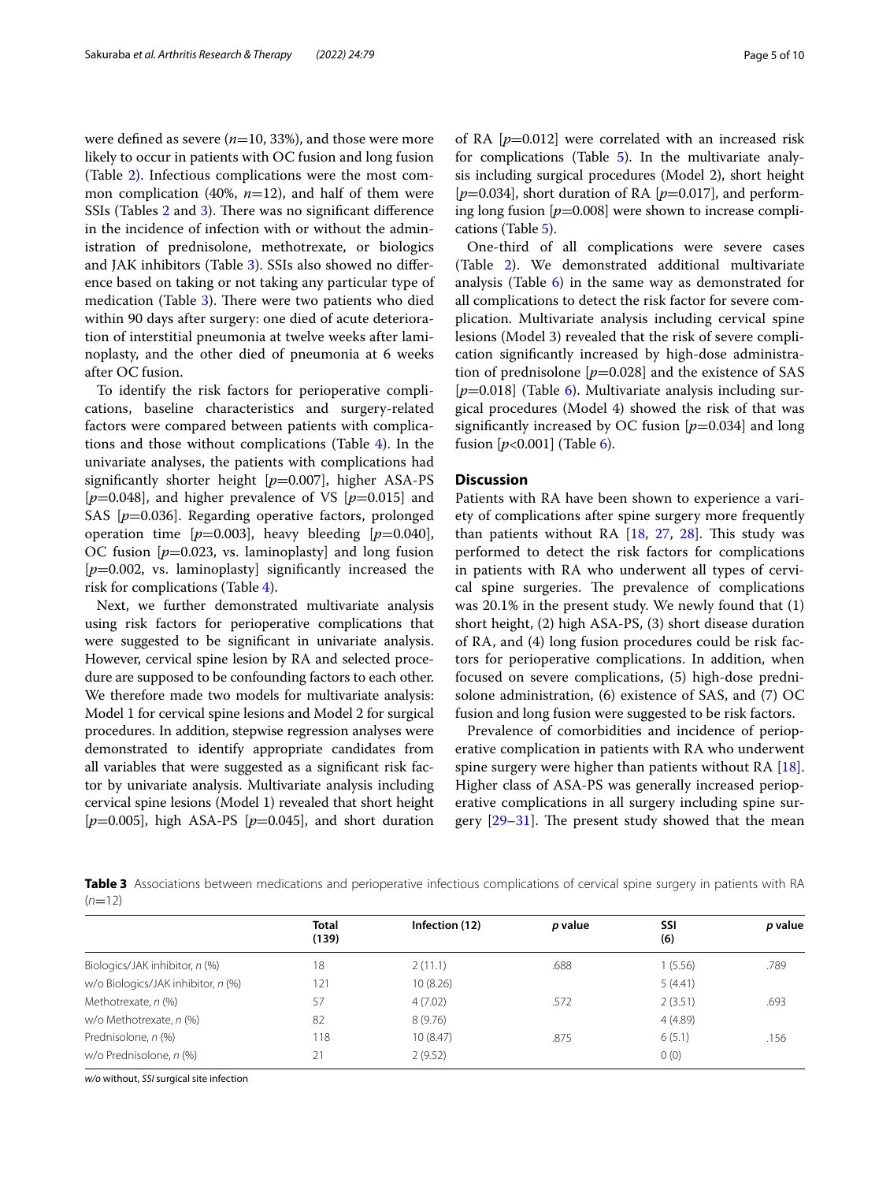were defined as severe ($n$=10, 33%), and those were more likely to occur in patients with OC fusion and long fusion (Table 2). Infectious complications were the most common complication (40%, $n$=12), and half of them were SSIs (Tables 2 and 3). There was no significant difference in the incidence of infection with or without the administration of prednisolone, methotrexate, or biologics and JAK inhibitors (Table 3). SSIs also showed no difference based on taking or not taking any particular type of medication (Table 3). There were two patients who died within 90 days after surgery: one died of acute deterioration of interstitial pneumonia at twelve weeks after laminoplasty, and the other died of pneumonia at 6 weeks after OC fusion.

To identify the risk factors for perioperative complications, baseline characteristics and surgery-related factors were compared between patients with complications and those without complications (Table 4). In the univariate analyses, the patients with complications had significantly shorter height [$p$=0.007], higher ASA-PS [$p$=0.048], and higher prevalence of VS [$p$=0.015] and SAS [$p$=0.036]. Regarding operative factors, prolonged operation time [$p$=0.003], heavy bleeding [$p$=0.040], OC fusion [$p$=0.023, vs. laminoplasty] and long fusion [$p$=0.002, vs. laminoplasty] significantly increased the risk for complications (Table 4).

Next, we further demonstrated multivariate analysis using risk factors for perioperative complications that were suggested to be significant in univariate analysis. However, cervical spine lesion by RA and selected procedure are supposed to be confounding factors to each other. We therefore made two models for multivariate analysis: Model 1 for cervical spine lesions and Model 2 for surgical procedures. In addition, stepwise regression analyses were demonstrated to identify appropriate candidates from all variables that were suggested as a significant risk factor by univariate analysis. Multivariate analysis including cervical spine lesions (Model 1) revealed that short height [$p$=0.005], high ASA-PS [$p$=0.045], and short duration of RA [$p$=0.012] were correlated with an increased risk for complications (Table 5). In the multivariate analysis including surgical procedures (Model 2), short height [$p$=0.034], short duration of RA [$p$=0.017], and performing long fusion [$p$=0.008] were shown to increase complications (Table 5).

One-third of all complications were severe cases (Table 2). We demonstrated additional multivariate analysis (Table 6) in the same way as demonstrated for all complications to detect the risk factor for severe complication. Multivariate analysis including cervical spine lesions (Model 3) revealed that the risk of severe complication significantly increased by high-dose administration of prednisolone [$p$=0.028] and the existence of SAS [$p$=0.018] (Table 6). Multivariate analysis including surgical procedures (Model 4) showed the risk of that was significantly increased by OC fusion [$p$=0.034] and long fusion [$p$<0.001] (Table 6).

## Discussion

Patients with RA have been shown to experience a variety of complications after spine surgery more frequently than patients without RA [18, 27, 28]. This study was performed to detect the risk factors for complications in patients with RA who underwent all types of cervical spine surgeries. The prevalence of complications was 20.1% in the present study. We newly found that (1) short height, (2) high ASA-PS, (3) short disease duration of RA, and (4) long fusion procedures could be risk factors for perioperative complications. In addition, when focused on severe complications, (5) high-dose prednisolone administration, (6) existence of SAS, and (7) OC fusion and long fusion were suggested to be risk factors.

Prevalence of comorbidities and incidence of perioperative complication in patients with RA who underwent spine surgery were higher than patients without RA [18]. Higher class of ASA-PS was generally increased perioperative complications in all surgery including spine surgery [29–31]. The present study showed that the mean

**Table 3** Associations between medications and perioperative infectious complications of cervical spine surgery in patients with RA ($n$=12)

| | Total (139) | Infection (12) | *p* value | SSI (6) | *p* value |
|---|---|---|---|---|---|
| Biologics/JAK inhibitor, *n* (%) | 18 | 2 (11.1) | .688 | 1 (5.56) | .789 |
| w/o Biologics/JAK inhibitor, *n* (%) | 121 | 10 (8.26) | | 5 (4.41) | |
| Methotrexate, *n* (%) | 57 | 4 (7.02) | .572 | 2 (3.51) | .693 |
| w/o Methotrexate, *n* (%) | 82 | 8 (9.76) | | 4 (4.89) | |
| Prednisolone, *n* (%) | 118 | 10 (8.47) | .875 | 6 (5.1) | .156 |
| w/o Prednisolone, *n* (%) | 21 | 2 (9.52) | | 0 (0) | |

*w/o* without, *SSI* surgical site infection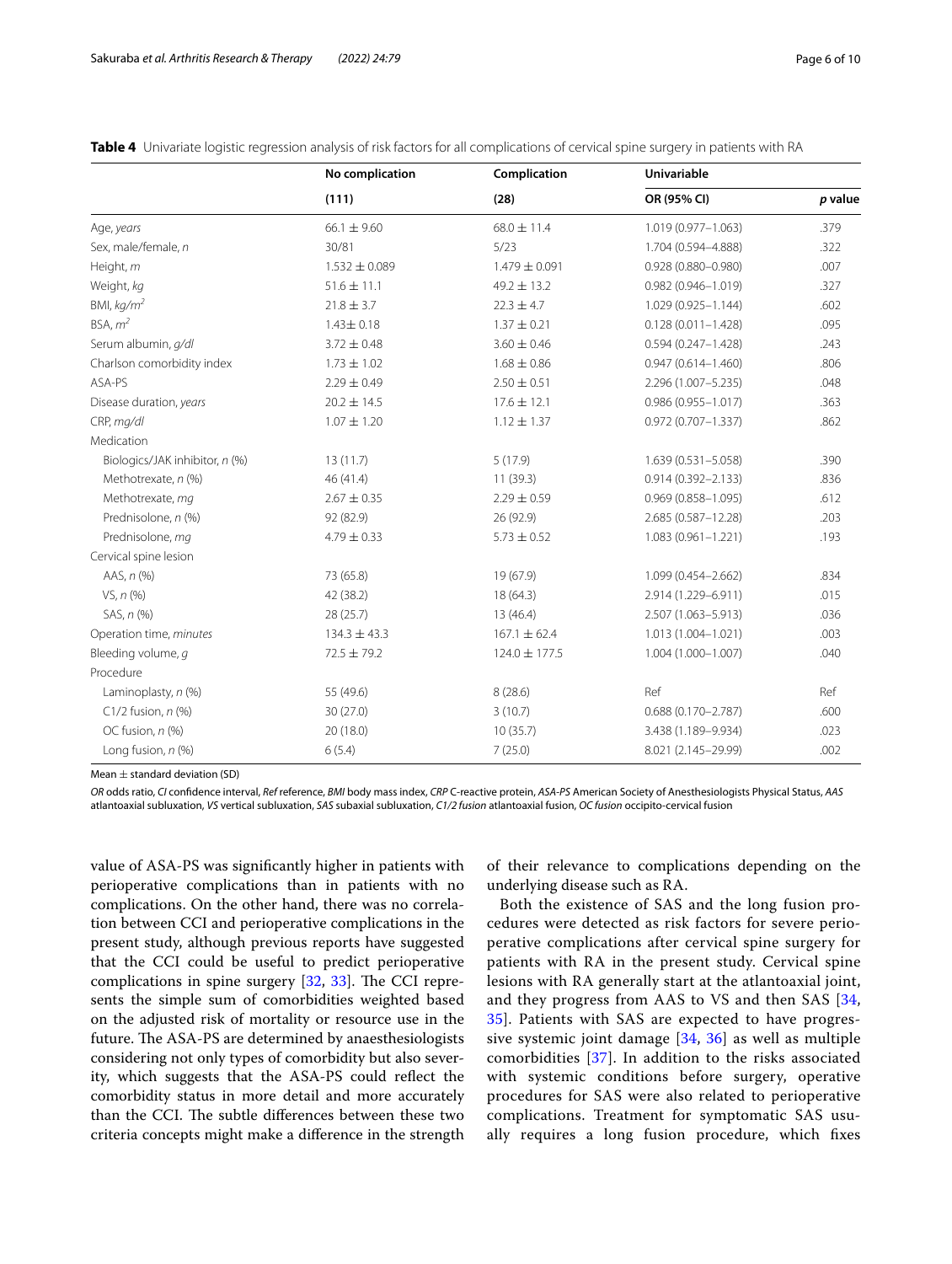**Table 4** Univariate logistic regression analysis of risk factors for all complications of cervical spine surgery in patients with RA

| | No complication | Complication | Univariable | |
|---|---|---|---|---|
| | (111) | (28) | OR (95% CI) | *p* value |
| Age, *years* | 66.1 ± 9.60 | 68.0 ± 11.4 | 1.019 (0.977–1.063) | .379 |
| Sex, male/female, *n* | 30/81 | 5/23 | 1.704 (0.594–4.888) | .322 |
| Height, *m* | 1.532 ± 0.089 | 1.479 ± 0.091 | 0.928 (0.880–0.980) | .007 |
| Weight, *kg* | 51.6 ± 11.1 | 49.2 ± 13.2 | 0.982 (0.946–1.019) | .327 |
| BMI, *kg/m²* | 21.8 ± 3.7 | 22.3 ± 4.7 | 1.029 (0.925–1.144) | .602 |
| BSA, *m²* | 1.43± 0.18 | 1.37 ± 0.21 | 0.128 (0.011–1.428) | .095 |
| Serum albumin, *g/dl* | 3.72 ± 0.48 | 3.60 ± 0.46 | 0.594 (0.247–1.428) | .243 |
| Charlson comorbidity index | 1.73 ± 1.02 | 1.68 ± 0.86 | 0.947 (0.614–1.460) | .806 |
| ASA-PS | 2.29 ± 0.49 | 2.50 ± 0.51 | 2.296 (1.007–5.235) | .048 |
| Disease duration, *years* | 20.2 ± 14.5 | 17.6 ± 12.1 | 0.986 (0.955–1.017) | .363 |
| CRP, *mg/dl* | 1.07 ± 1.20 | 1.12 ± 1.37 | 0.972 (0.707–1.337) | .862 |
| Medication | | | | |
| Biologics/JAK inhibitor, *n* (%) | 13 (11.7) | 5 (17.9) | 1.639 (0.531–5.058) | .390 |
| Methotrexate, *n* (%) | 46 (41.4) | 11 (39.3) | 0.914 (0.392–2.133) | .836 |
| Methotrexate, *mg* | 2.67 ± 0.35 | 2.29 ± 0.59 | 0.969 (0.858–1.095) | .612 |
| Prednisolone, *n* (%) | 92 (82.9) | 26 (92.9) | 2.685 (0.587–12.28) | .203 |
| Prednisolone, *mg* | 4.79 ± 0.33 | 5.73 ± 0.52 | 1.083 (0.961–1.221) | .193 |
| Cervical spine lesion | | | | |
| AAS, *n* (%) | 73 (65.8) | 19 (67.9) | 1.099 (0.454–2.662) | .834 |
| VS, *n* (%) | 42 (38.2) | 18 (64.3) | 2.914 (1.229–6.911) | .015 |
| SAS, *n* (%) | 28 (25.7) | 13 (46.4) | 2.507 (1.063–5.913) | .036 |
| Operation time, *minutes* | 134.3 ± 43.3 | 167.1 ± 62.4 | 1.013 (1.004–1.021) | .003 |
| Bleeding volume, *g* | 72.5 ± 79.2 | 124.0 ± 177.5 | 1.004 (1.000–1.007) | .040 |
| Procedure | | | | |
| Laminoplasty, *n* (%) | 55 (49.6) | 8 (28.6) | Ref | Ref |
| C1/2 fusion, *n* (%) | 30 (27.0) | 3 (10.7) | 0.688 (0.170–2.787) | .600 |
| OC fusion, *n* (%) | 20 (18.0) | 10 (35.7) | 3.438 (1.189–9.934) | .023 |
| Long fusion, *n* (%) | 6 (5.4) | 7 (25.0) | 8.021 (2.145–29.99) | .002 |

Mean ± standard deviation (SD)

*OR* odds ratio, *CI* confidence interval, *Ref* reference, *BMI* body mass index, *CRP* C-reactive protein, *ASA-PS* American Society of Anesthesiologists Physical Status, *AAS* atlantoaxial subluxation, *VS* vertical subluxation, *SAS* subaxial subluxation, *C1/2 fusion* atlantoaxial fusion, *OC fusion* occipito-cervical fusion

value of ASA-PS was significantly higher in patients with perioperative complications than in patients with no complications. On the other hand, there was no correlation between CCI and perioperative complications in the present study, although previous reports have suggested that the CCI could be useful to predict perioperative complications in spine surgery [32, 33]. The CCI represents the simple sum of comorbidities weighted based on the adjusted risk of mortality or resource use in the future. The ASA-PS are determined by anaesthesiologists considering not only types of comorbidity but also severity, which suggests that the ASA-PS could reflect the comorbidity status in more detail and more accurately than the CCI. The subtle differences between these two criteria concepts might make a difference in the strength of their relevance to complications depending on the underlying disease such as RA.

Both the existence of SAS and the long fusion procedures were detected as risk factors for severe perioperative complications after cervical spine surgery for patients with RA in the present study. Cervical spine lesions with RA generally start at the atlantoaxial joint, and they progress from AAS to VS and then SAS [34, 35]. Patients with SAS are expected to have progressive systemic joint damage [34, 36] as well as multiple comorbidities [37]. In addition to the risks associated with systemic conditions before surgery, operative procedures for SAS were also related to perioperative complications. Treatment for symptomatic SAS usually requires a long fusion procedure, which fixes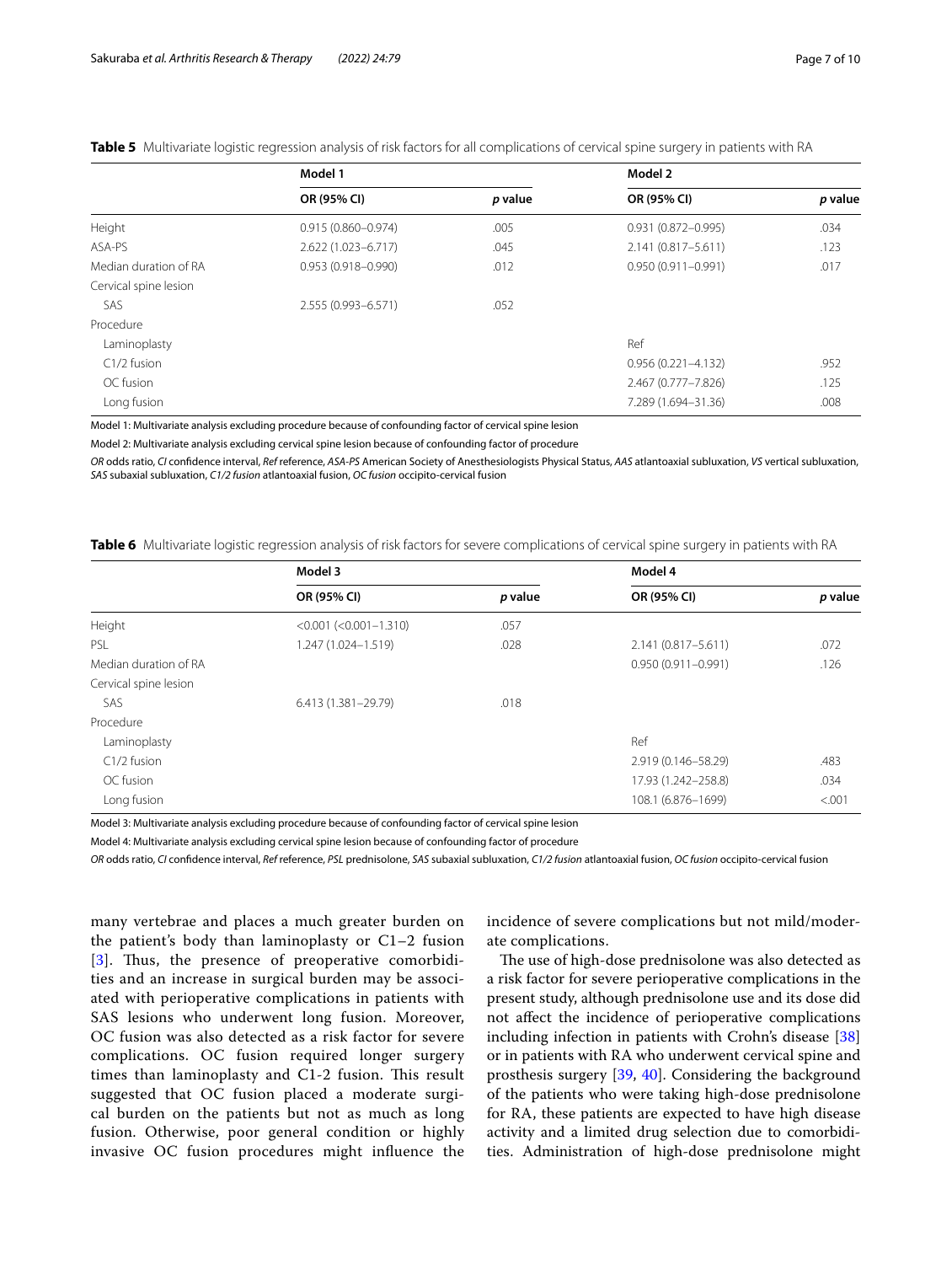**Table 5** Multivariate logistic regression analysis of risk factors for all complications of cervical spine surgery in patients with RA

| | Model 1 | | Model 2 | |
|---|---|---|---|---|
| | OR (95% CI) | *p* value | OR (95% CI) | *p* value |
| Height | 0.915 (0.860–0.974) | .005 | 0.931 (0.872–0.995) | .034 |
| ASA-PS | 2.622 (1.023–6.717) | .045 | 2.141 (0.817–5.611) | .123 |
| Median duration of RA | 0.953 (0.918–0.990) | .012 | 0.950 (0.911–0.991) | .017 |
| Cervical spine lesion | | | | |
| SAS | 2.555 (0.993–6.571) | .052 | | |
| Procedure | | | | |
| Laminoplasty | | | Ref | |
| C1/2 fusion | | | 0.956 (0.221–4.132) | .952 |
| OC fusion | | | 2.467 (0.777–7.826) | .125 |
| Long fusion | | | 7.289 (1.694–31.36) | .008 |

Model 1: Multivariate analysis excluding procedure because of confounding factor of cervical spine lesion

Model 2: Multivariate analysis excluding cervical spine lesion because of confounding factor of procedure

*OR* odds ratio, *CI* confidence interval, *Ref* reference, *ASA-PS* American Society of Anesthesiologists Physical Status, *AAS* atlantoaxial subluxation, *VS* vertical subluxation, *SAS* subaxial subluxation, *C1/2 fusion* atlantoaxial fusion, *OC fusion* occipito-cervical fusion

**Table 6** Multivariate logistic regression analysis of risk factors for severe complications of cervical spine surgery in patients with RA

| | Model 3 | | Model 4 | |
|---|---|---|---|---|
| | OR (95% CI) | *p* value | OR (95% CI) | *p* value |
| Height | <0.001 (<0.001–1.310) | .057 | | |
| PSL | 1.247 (1.024–1.519) | .028 | 2.141 (0.817–5.611) | .072 |
| Median duration of RA | | | 0.950 (0.911–0.991) | .126 |
| Cervical spine lesion | | | | |
| SAS | 6.413 (1.381–29.79) | .018 | | |
| Procedure | | | | |
| Laminoplasty | | | Ref | |
| C1/2 fusion | | | 2.919 (0.146–58.29) | .483 |
| OC fusion | | | 17.93 (1.242–258.8) | .034 |
| Long fusion | | | 108.1 (6.876–1699) | <.001 |

Model 3: Multivariate analysis excluding procedure because of confounding factor of cervical spine lesion

Model 4: Multivariate analysis excluding cervical spine lesion because of confounding factor of procedure

*OR* odds ratio, *CI* confidence interval, *Ref* reference, *PSL* prednisolone, *SAS* subaxial subluxation, *C1/2 fusion* atlantoaxial fusion, *OC fusion* occipito-cervical fusion

many vertebrae and places a much greater burden on the patient's body than laminoplasty or C1–2 fusion [3]. Thus, the presence of preoperative comorbidities and an increase in surgical burden may be associated with perioperative complications in patients with SAS lesions who underwent long fusion. Moreover, OC fusion was also detected as a risk factor for severe complications. OC fusion required longer surgery times than laminoplasty and C1-2 fusion. This result suggested that OC fusion placed a moderate surgical burden on the patients but not as much as long fusion. Otherwise, poor general condition or highly invasive OC fusion procedures might influence the incidence of severe complications but not mild/moderate complications.

The use of high-dose prednisolone was also detected as a risk factor for severe perioperative complications in the present study, although prednisolone use and its dose did not affect the incidence of perioperative complications including infection in patients with Crohn's disease [38] or in patients with RA who underwent cervical spine and prosthesis surgery [39, 40]. Considering the background of the patients who were taking high-dose prednisolone for RA, these patients are expected to have high disease activity and a limited drug selection due to comorbidities. Administration of high-dose prednisolone might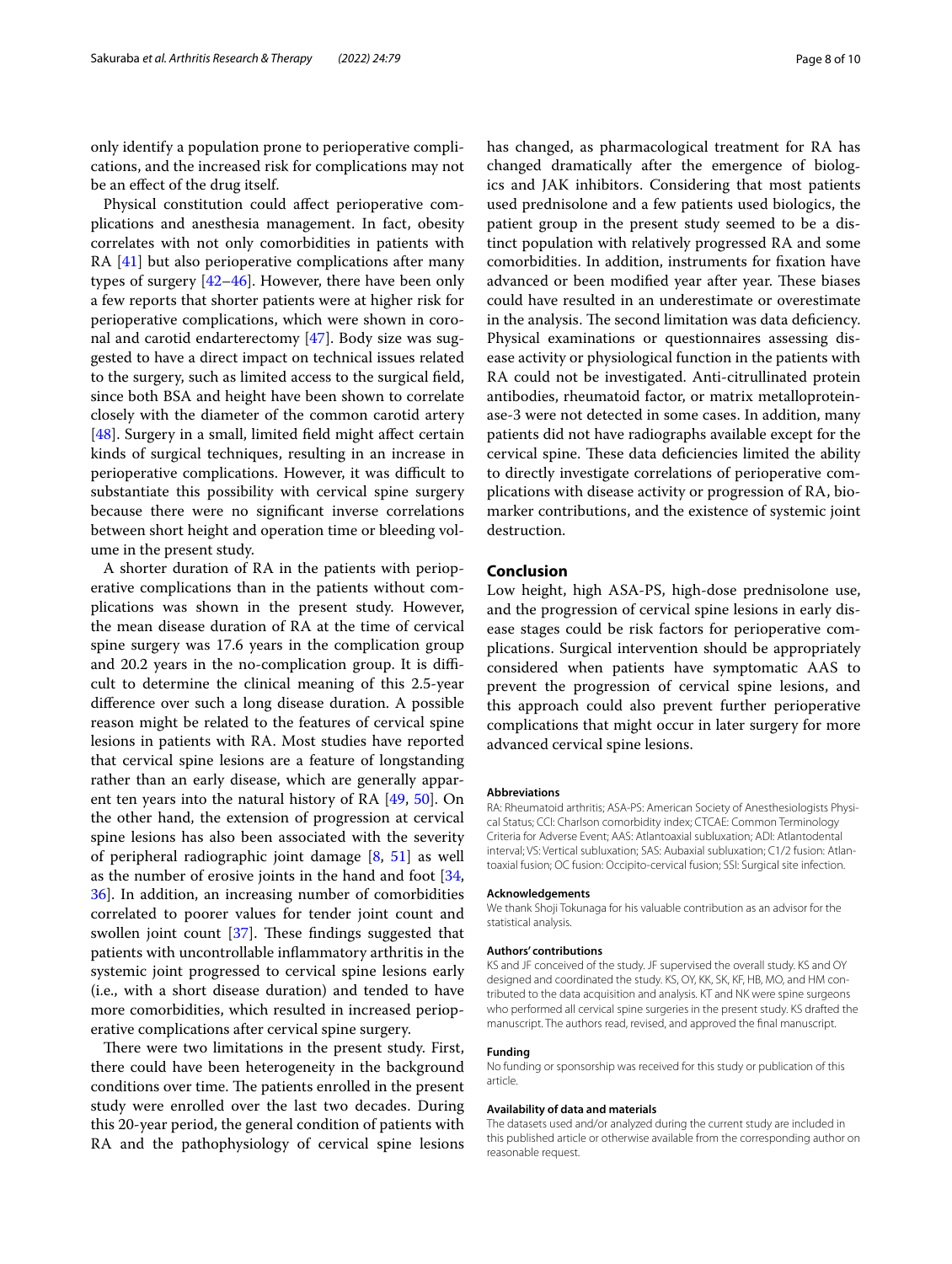only identify a population prone to perioperative complications, and the increased risk for complications may not be an effect of the drug itself.

Physical constitution could affect perioperative complications and anesthesia management. In fact, obesity correlates with not only comorbidities in patients with RA [41] but also perioperative complications after many types of surgery [42–46]. However, there have been only a few reports that shorter patients were at higher risk for perioperative complications, which were shown in coronal and carotid endarterectomy [47]. Body size was suggested to have a direct impact on technical issues related to the surgery, such as limited access to the surgical field, since both BSA and height have been shown to correlate closely with the diameter of the common carotid artery [48]. Surgery in a small, limited field might affect certain kinds of surgical techniques, resulting in an increase in perioperative complications. However, it was difficult to substantiate this possibility with cervical spine surgery because there were no significant inverse correlations between short height and operation time or bleeding volume in the present study.

A shorter duration of RA in the patients with perioperative complications than in the patients without complications was shown in the present study. However, the mean disease duration of RA at the time of cervical spine surgery was 17.6 years in the complication group and 20.2 years in the no-complication group. It is difficult to determine the clinical meaning of this 2.5-year difference over such a long disease duration. A possible reason might be related to the features of cervical spine lesions in patients with RA. Most studies have reported that cervical spine lesions are a feature of longstanding rather than an early disease, which are generally apparent ten years into the natural history of RA [49, 50]. On the other hand, the extension of progression at cervical spine lesions has also been associated with the severity of peripheral radiographic joint damage [8, 51] as well as the number of erosive joints in the hand and foot [34, 36]. In addition, an increasing number of comorbidities correlated to poorer values for tender joint count and swollen joint count [37]. These findings suggested that patients with uncontrollable inflammatory arthritis in the systemic joint progressed to cervical spine lesions early (i.e., with a short disease duration) and tended to have more comorbidities, which resulted in increased perioperative complications after cervical spine surgery.

There were two limitations in the present study. First, there could have been heterogeneity in the background conditions over time. The patients enrolled in the present study were enrolled over the last two decades. During this 20-year period, the general condition of patients with RA and the pathophysiology of cervical spine lesions has changed, as pharmacological treatment for RA has changed dramatically after the emergence of biologics and JAK inhibitors. Considering that most patients used prednisolone and a few patients used biologics, the patient group in the present study seemed to be a distinct population with relatively progressed RA and some comorbidities. In addition, instruments for fixation have advanced or been modified year after year. These biases could have resulted in an underestimate or overestimate in the analysis. The second limitation was data deficiency. Physical examinations or questionnaires assessing disease activity or physiological function in the patients with RA could not be investigated. Anti-citrullinated protein antibodies, rheumatoid factor, or matrix metalloproteinase-3 were not detected in some cases. In addition, many patients did not have radiographs available except for the cervical spine. These data deficiencies limited the ability to directly investigate correlations of perioperative complications with disease activity or progression of RA, biomarker contributions, and the existence of systemic joint destruction.

## Conclusion

Low height, high ASA-PS, high-dose prednisolone use, and the progression of cervical spine lesions in early disease stages could be risk factors for perioperative complications. Surgical intervention should be appropriately considered when patients have symptomatic AAS to prevent the progression of cervical spine lesions, and this approach could also prevent further perioperative complications that might occur in later surgery for more advanced cervical spine lesions.

#### Abbreviations

RA: Rheumatoid arthritis; ASA-PS: American Society of Anesthesiologists Physical Status; CCI: Charlson comorbidity index; CTCAE: Common Terminology Criteria for Adverse Event; AAS: Atlantoaxial subluxation; ADI: Atlantodental interval; VS: Vertical subluxation; SAS: Aubaxial subluxation; C1/2 fusion: Atlantoaxial fusion; OC fusion: Occipito-cervical fusion; SSI: Surgical site infection.

#### Acknowledgements

We thank Shoji Tokunaga for his valuable contribution as an advisor for the statistical analysis.

#### Authors' contributions

KS and JF conceived of the study. JF supervised the overall study. KS and OY designed and coordinated the study. KS, OY, KK, SK, KF, HB, MO, and HM contributed to the data acquisition and analysis. KT and NK were spine surgeons who performed all cervical spine surgeries in the present study. KS drafted the manuscript. The authors read, revised, and approved the final manuscript.

#### Funding

No funding or sponsorship was received for this study or publication of this article.

#### Availability of data and materials

The datasets used and/or analyzed during the current study are included in this published article or otherwise available from the corresponding author on reasonable request.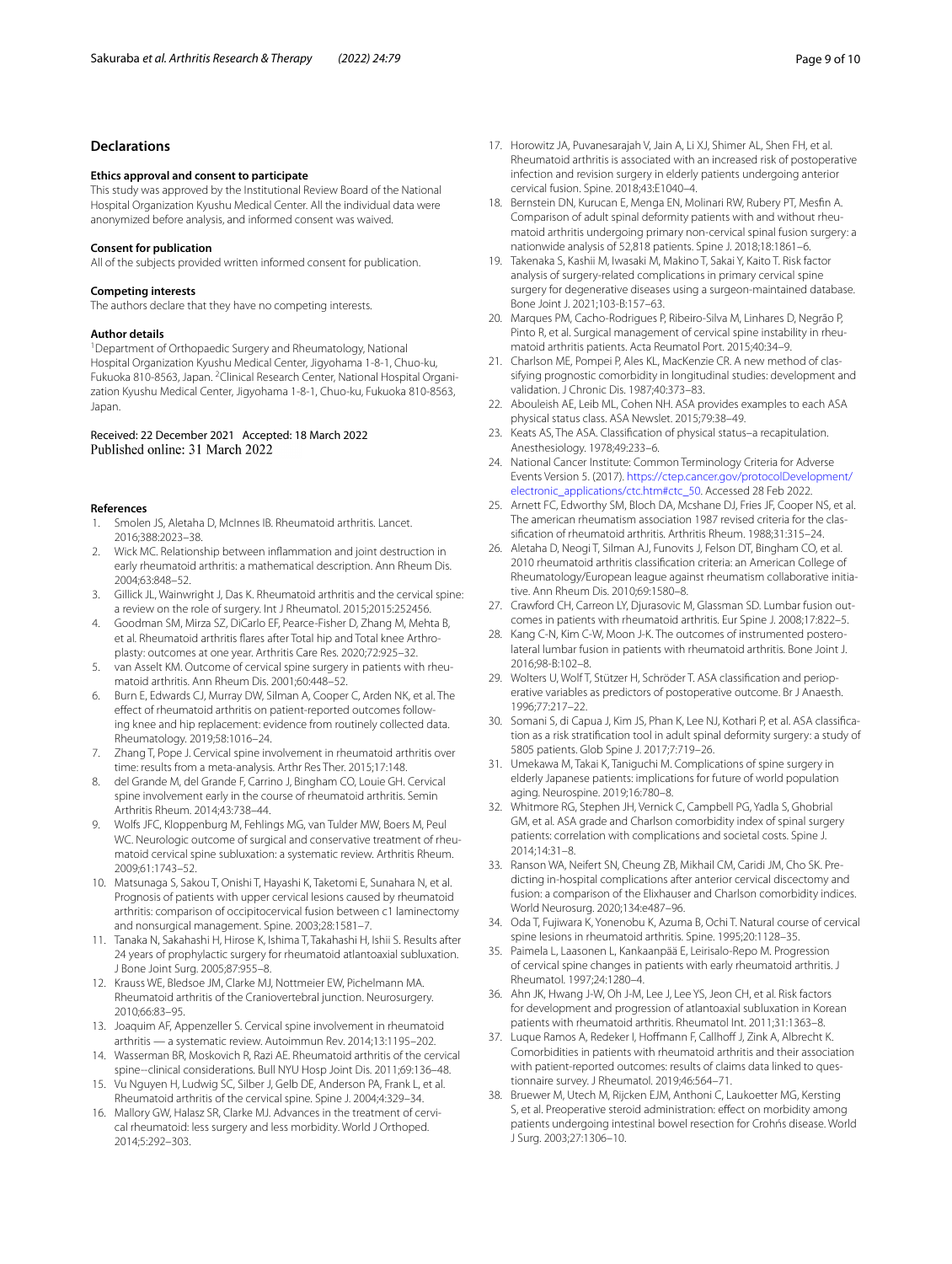## Declarations

### Ethics approval and consent to participate

This study was approved by the Institutional Review Board of the National Hospital Organization Kyushu Medical Center. All the individual data were anonymized before analysis, and informed consent was waived.

### Consent for publication

All of the subjects provided written informed consent for publication.

### Competing interests

The authors declare that they have no competing interests.

### Author details

[1]Department of Orthopaedic Surgery and Rheumatology, National Hospital Organization Kyushu Medical Center, Jigyohama 1-8-1, Chuo-ku, Fukuoka 810-8563, Japan. [2]Clinical Research Center, National Hospital Organization Kyushu Medical Center, Jigyohama 1-8-1, Chuo-ku, Fukuoka 810-8563, Japan.

Received: 22 December 2021 Accepted: 18 March 2022
Published online: 31 March 2022

### References

1. Smolen JS, Aletaha D, McInnes IB. Rheumatoid arthritis. Lancet. 2016;388:2023–38.
2. Wick MC. Relationship between inflammation and joint destruction in early rheumatoid arthritis: a mathematical description. Ann Rheum Dis. 2004;63:848–52.
3. Gillick JL, Wainwright J, Das K. Rheumatoid arthritis and the cervical spine: a review on the role of surgery. Int J Rheumatol. 2015;2015:252456.
4. Goodman SM, Mirza SZ, DiCarlo EF, Pearce-Fisher D, Zhang M, Mehta B, et al. Rheumatoid arthritis flares after Total hip and Total knee Arthroplasty: outcomes at one year. Arthritis Care Res. 2020;72:925–32.
5. van Asselt KM. Outcome of cervical spine surgery in patients with rheumatoid arthritis. Ann Rheum Dis. 2001;60:448–52.
6. Burn E, Edwards CJ, Murray DW, Silman A, Cooper C, Arden NK, et al. The effect of rheumatoid arthritis on patient-reported outcomes following knee and hip replacement: evidence from routinely collected data. Rheumatology. 2019;58:1016–24.
7. Zhang T, Pope J. Cervical spine involvement in rheumatoid arthritis over time: results from a meta-analysis. Arthr Res Ther. 2015;17:148.
8. del Grande M, del Grande F, Carrino J, Bingham CO, Louie GH. Cervical spine involvement early in the course of rheumatoid arthritis. Semin Arthritis Rheum. 2014;43:738–44.
9. Wolfs JFC, Kloppenburg M, Fehlings MG, van Tulder MW, Boers M, Peul WC. Neurologic outcome of surgical and conservative treatment of rheumatoid cervical spine subluxation: a systematic review. Arthritis Rheum. 2009;61:1743–52.
10. Matsunaga S, Sakou T, Onishi T, Hayashi K, Taketomi E, Sunahara N, et al. Prognosis of patients with upper cervical lesions caused by rheumatoid arthritis: comparison of occipitocervical fusion between c1 laminectomy and nonsurgical management. Spine. 2003;28:1581–7.
11. Tanaka N, Sakahashi H, Hirose K, Ishima T, Takahashi H, Ishii S. Results after 24 years of prophylactic surgery for rheumatoid atlantoaxial subluxation. J Bone Joint Surg. 2005;87:955–8.
12. Krauss WE, Bledsoe JM, Clarke MJ, Nottmeier EW, Pichelmann MA. Rheumatoid arthritis of the Craniovertebral junction. Neurosurgery. 2010;66:83–95.
13. Joaquim AF, Appenzeller S. Cervical spine involvement in rheumatoid arthritis — a systematic review. Autoimmun Rev. 2014;13:1195–202.
14. Wasserman BR, Moskovich R, Razi AE. Rheumatoid arthritis of the cervical spine--clinical considerations. Bull NYU Hosp Joint Dis. 2011;69:136–48.
15. Vu Nguyen H, Ludwig SC, Silber J, Gelb DE, Anderson PA, Frank L, et al. Rheumatoid arthritis of the cervical spine. Spine J. 2004;4:329–34.
16. Mallory GW, Halasz SR, Clarke MJ. Advances in the treatment of cervical rheumatoid: less surgery and less morbidity. World J Orthoped. 2014;5:292–303.
17. Horowitz JA, Puvanesarajah V, Jain A, Li XJ, Shimer AL, Shen FH, et al. Rheumatoid arthritis is associated with an increased risk of postoperative infection and revision surgery in elderly patients undergoing anterior cervical fusion. Spine. 2018;43:E1040–4.
18. Bernstein DN, Kurucan E, Menga EN, Molinari RW, Rubery PT, Mesfin A. Comparison of adult spinal deformity patients with and without rheumatoid arthritis undergoing primary non-cervical spinal fusion surgery: a nationwide analysis of 52,818 patients. Spine J. 2018;18:1861–6.
19. Takenaka S, Kashii M, Iwasaki M, Makino T, Sakai Y, Kaito T. Risk factor analysis of surgery-related complications in primary cervical spine surgery for degenerative diseases using a surgeon-maintained database. Bone Joint J. 2021;103-B:157–63.
20. Marques PM, Cacho-Rodrigues P, Ribeiro-Silva M, Linhares D, Negrão P, Pinto R, et al. Surgical management of cervical spine instability in rheumatoid arthritis patients. Acta Reumatol Port. 2015;40:34–9.
21. Charlson ME, Pompei P, Ales KL, MacKenzie CR. A new method of classifying prognostic comorbidity in longitudinal studies: development and validation. J Chronic Dis. 1987;40:373–83.
22. Abouleish AE, Leib ML, Cohen NH. ASA provides examples to each ASA physical status class. ASA Newslet. 2015;79:38–49.
23. Keats AS, The ASA. Classification of physical status–a recapitulation. Anesthesiology. 1978;49:233–6.
24. National Cancer Institute: Common Terminology Criteria for Adverse Events Version 5. (2017). https://ctep.cancer.gov/protocolDevelopment/electronic_applications/ctc.htm#ctc_50. Accessed 28 Feb 2022.
25. Arnett FC, Edworthy SM, Bloch DA, Mcshane DJ, Fries JF, Cooper NS, et al. The american rheumatism association 1987 revised criteria for the classification of rheumatoid arthritis. Arthritis Rheum. 1988;31:315–24.
26. Aletaha D, Neogi T, Silman AJ, Funovits J, Felson DT, Bingham CO, et al. 2010 rheumatoid arthritis classification criteria: an American College of Rheumatology/European league against rheumatism collaborative initiative. Ann Rheum Dis. 2010;69:1580–8.
27. Crawford CH, Carreon LY, Djurasovic M, Glassman SD. Lumbar fusion outcomes in patients with rheumatoid arthritis. Eur Spine J. 2008;17:822–5.
28. Kang C-N, Kim C-W, Moon J-K. The outcomes of instrumented posterolateral lumbar fusion in patients with rheumatoid arthritis. Bone Joint J. 2016;98-B:102–8.
29. Wolters U, Wolf T, Stützer H, Schröder T. ASA classification and perioperative variables as predictors of postoperative outcome. Br J Anaesth. 1996;77:217–22.
30. Somani S, di Capua J, Kim JS, Phan K, Lee NJ, Kothari P, et al. ASA classification as a risk stratification tool in adult spinal deformity surgery: a study of 5805 patients. Glob Spine J. 2017;7:719–26.
31. Umekawa M, Takai K, Taniguchi M. Complications of spine surgery in elderly Japanese patients: implications for future of world population aging. Neurospine. 2019;16:780–8.
32. Whitmore RG, Stephen JH, Vernick C, Campbell PG, Yadla S, Ghobrial GM, et al. ASA grade and Charlson comorbidity index of spinal surgery patients: correlation with complications and societal costs. Spine J. 2014;14:31–8.
33. Ranson WA, Neifert SN, Cheung ZB, Mikhail CM, Caridi JM, Cho SK. Predicting in-hospital complications after anterior cervical discectomy and fusion: a comparison of the Elixhauser and Charlson comorbidity indices. World Neurosurg. 2020;134:e487–96.
34. Oda T, Fujiwara K, Yonenobu K, Azuma B, Ochi T. Natural course of cervical spine lesions in rheumatoid arthritis. Spine. 1995;20:1128–35.
35. Paimela L, Laasonen L, Kankaanpää E, Leirisalo-Repo M. Progression of cervical spine changes in patients with early rheumatoid arthritis. J Rheumatol. 1997;24:1280–4.
36. Ahn JK, Hwang J-W, Oh J-M, Lee J, Lee YS, Jeon CH, et al. Risk factors for development and progression of atlantoaxial subluxation in Korean patients with rheumatoid arthritis. Rheumatol Int. 2011;31:1363–8.
37. Luque Ramos A, Redeker I, Hoffmann F, Callhoff J, Zink A, Albrecht K. Comorbidities in patients with rheumatoid arthritis and their association with patient-reported outcomes: results of claims data linked to questionnaire survey. J Rheumatol. 2019;46:564–71.
38. Bruewer M, Utech M, Rijcken EJM, Anthoni C, Laukoetter MG, Kersting S, et al. Preoperative steroid administration: effect on morbidity among patients undergoing intestinal bowel resection for Crohńs disease. World J Surg. 2003;27:1306–10.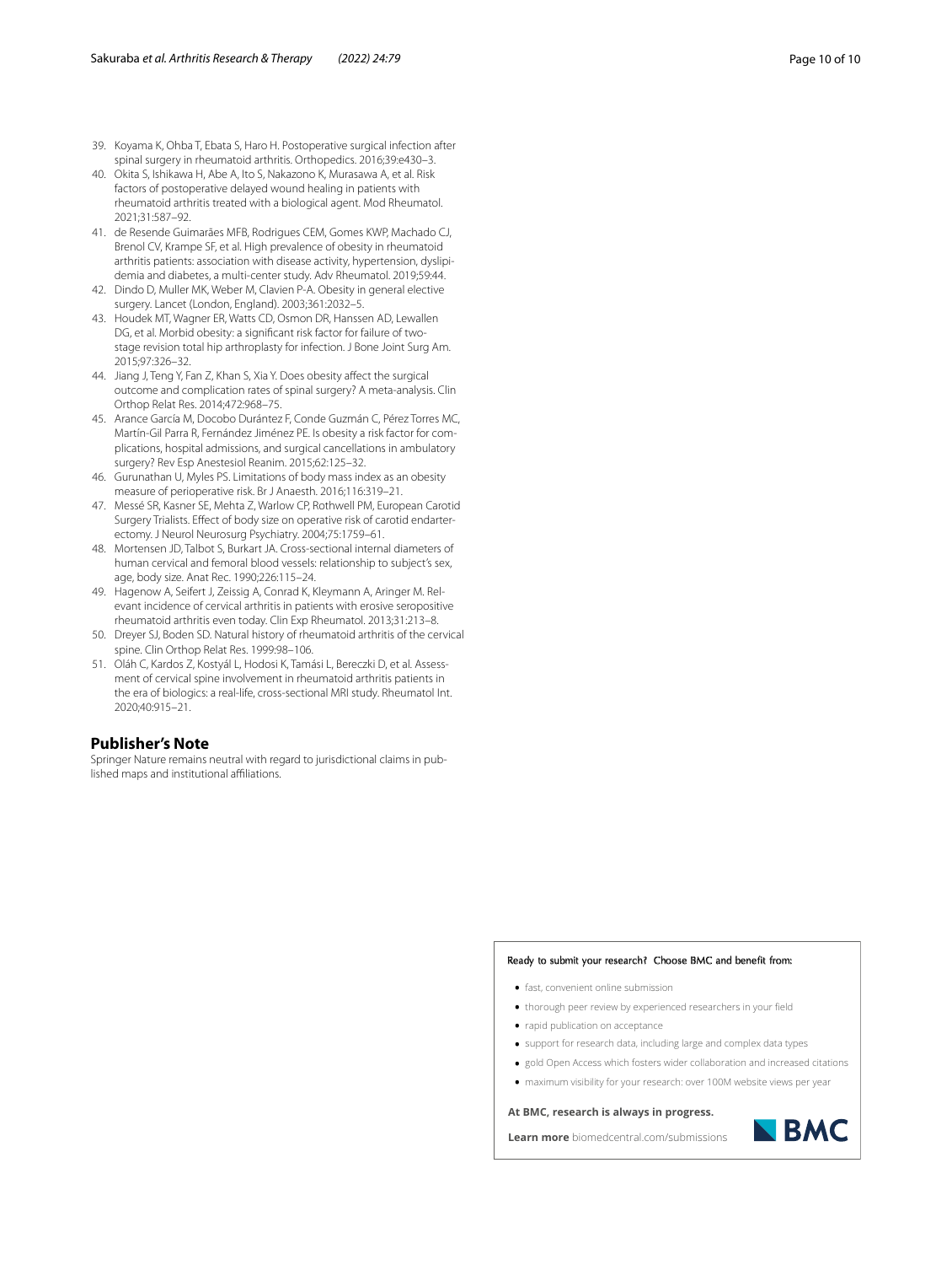39. Koyama K, Ohba T, Ebata S, Haro H. Postoperative surgical infection after spinal surgery in rheumatoid arthritis. Orthopedics. 2016;39:e430–3.
40. Okita S, Ishikawa H, Abe A, Ito S, Nakazono K, Murasawa A, et al. Risk factors of postoperative delayed wound healing in patients with rheumatoid arthritis treated with a biological agent. Mod Rheumatol. 2021;31:587–92.
41. de Resende Guimarães MFB, Rodrigues CEM, Gomes KWP, Machado CJ, Brenol CV, Krampe SF, et al. High prevalence of obesity in rheumatoid arthritis patients: association with disease activity, hypertension, dyslipidemia and diabetes, a multi-center study. Adv Rheumatol. 2019;59:44.
42. Dindo D, Muller MK, Weber M, Clavien P-A. Obesity in general elective surgery. Lancet (London, England). 2003;361:2032–5.
43. Houdek MT, Wagner ER, Watts CD, Osmon DR, Hanssen AD, Lewallen DG, et al. Morbid obesity: a significant risk factor for failure of two-stage revision total hip arthroplasty for infection. J Bone Joint Surg Am. 2015;97:326–32.
44. Jiang J, Teng Y, Fan Z, Khan S, Xia Y. Does obesity affect the surgical outcome and complication rates of spinal surgery? A meta-analysis. Clin Orthop Relat Res. 2014;472:968–75.
45. Arance García M, Docobo Durántez F, Conde Guzmán C, Pérez Torres MC, Martín-Gil Parra R, Fernández Jiménez PE. Is obesity a risk factor for complications, hospital admissions, and surgical cancellations in ambulatory surgery? Rev Esp Anestesiol Reanim. 2015;62:125–32.
46. Gurunathan U, Myles PS. Limitations of body mass index as an obesity measure of perioperative risk. Br J Anaesth. 2016;116:319–21.
47. Messé SR, Kasner SE, Mehta Z, Warlow CP, Rothwell PM, European Carotid Surgery Trialists. Effect of body size on operative risk of carotid endarterectomy. J Neurol Neurosurg Psychiatry. 2004;75:1759–61.
48. Mortensen JD, Talbot S, Burkart JA. Cross-sectional internal diameters of human cervical and femoral blood vessels: relationship to subject's sex, age, body size. Anat Rec. 1990;226:115–24.
49. Hagenow A, Seifert J, Zeissig A, Conrad K, Kleymann A, Aringer M. Relevant incidence of cervical arthritis in patients with erosive seropositive rheumatoid arthritis even today. Clin Exp Rheumatol. 2013;31:213–8.
50. Dreyer SJ, Boden SD. Natural history of rheumatoid arthritis of the cervical spine. Clin Orthop Relat Res. 1999:98–106.
51. Oláh C, Kardos Z, Kostyál L, Hodosi K, Tamási L, Bereczki D, et al. Assessment of cervical spine involvement in rheumatoid arthritis patients in the era of biologics: a real-life, cross-sectional MRI study. Rheumatol Int. 2020;40:915–21.

## Publisher's Note

Springer Nature remains neutral with regard to jurisdictional claims in published maps and institutional affiliations.

Ready to submit your research? Choose BMC and benefit from:

- fast, convenient online submission
- thorough peer review by experienced researchers in your field
- rapid publication on acceptance
- support for research data, including large and complex data types
- gold Open Access which fosters wider collaboration and increased citations
- maximum visibility for your research: over 100M website views per year

**At BMC, research is always in progress.**

**Learn more** biomedcentral.com/submissions

BMC